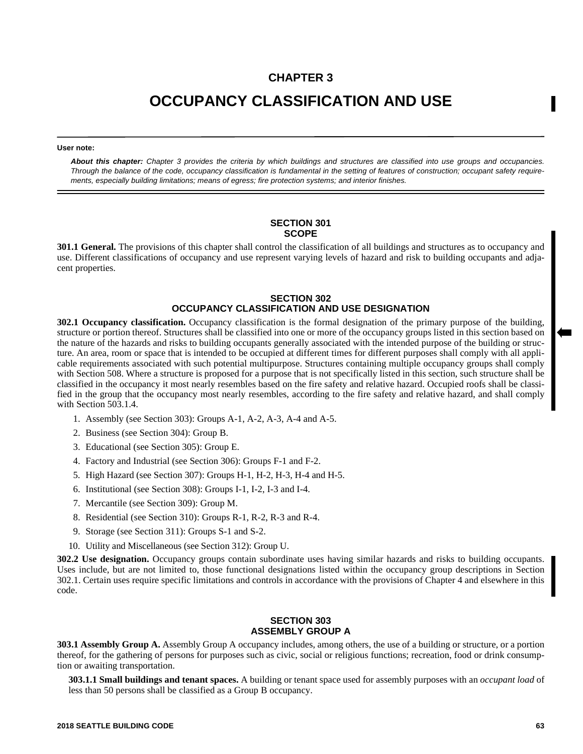# CHAPTER 3

# OCCUPANCY CLASSIFICATION AND USE

**User note:**

***About this chapter:*** *Chapter 3 provides the criteria by which buildings and structures are classified into use groups and occupancies. Through the balance of the code, occupancy classification is fundamental in the setting of features of construction; occupant safety requirements, especially building limitations; means of egress; fire protection systems; and interior finishes.*

## SECTION 301
## SCOPE

**301.1 General.** The provisions of this chapter shall control the classification of all buildings and structures as to occupancy and use. Different classifications of occupancy and use represent varying levels of hazard and risk to building occupants and adjacent properties.

## SECTION 302
## OCCUPANCY CLASSIFICATION AND USE DESIGNATION

**302.1 Occupancy classification.** Occupancy classification is the formal designation of the primary purpose of the building, structure or portion thereof. Structures shall be classified into one or more of the occupancy groups listed in this section based on the nature of the hazards and risks to building occupants generally associated with the intended purpose of the building or structure. An area, room or space that is intended to be occupied at different times for different purposes shall comply with all applicable requirements associated with such potential multipurpose. Structures containing multiple occupancy groups shall comply with Section 508. Where a structure is proposed for a purpose that is not specifically listed in this section, such structure shall be classified in the occupancy it most nearly resembles based on the fire safety and relative hazard. Occupied roofs shall be classified in the group that the occupancy most nearly resembles, according to the fire safety and relative hazard, and shall comply with Section 503.1.4.

1. Assembly (see Section 303): Groups A-1, A-2, A-3, A-4 and A-5.
2. Business (see Section 304): Group B.
3. Educational (see Section 305): Group E.
4. Factory and Industrial (see Section 306): Groups F-1 and F-2.
5. High Hazard (see Section 307): Groups H-1, H-2, H-3, H-4 and H-5.
6. Institutional (see Section 308): Groups I-1, I-2, I-3 and I-4.
7. Mercantile (see Section 309): Group M.
8. Residential (see Section 310): Groups R-1, R-2, R-3 and R-4.
9. Storage (see Section 311): Groups S-1 and S-2.
10. Utility and Miscellaneous (see Section 312): Group U.

**302.2 Use designation.** Occupancy groups contain subordinate uses having similar hazards and risks to building occupants. Uses include, but are not limited to, those functional designations listed within the occupancy group descriptions in Section 302.1. Certain uses require specific limitations and controls in accordance with the provisions of Chapter 4 and elsewhere in this code.

## SECTION 303
## ASSEMBLY GROUP A

**303.1 Assembly Group A.** Assembly Group A occupancy includes, among others, the use of a building or structure, or a portion thereof, for the gathering of persons for purposes such as civic, social or religious functions; recreation, food or drink consumption or awaiting transportation.

**303.1.1 Small buildings and tenant spaces.** A building or tenant space used for assembly purposes with an *occupant load* of less than 50 persons shall be classified as a Group B occupancy.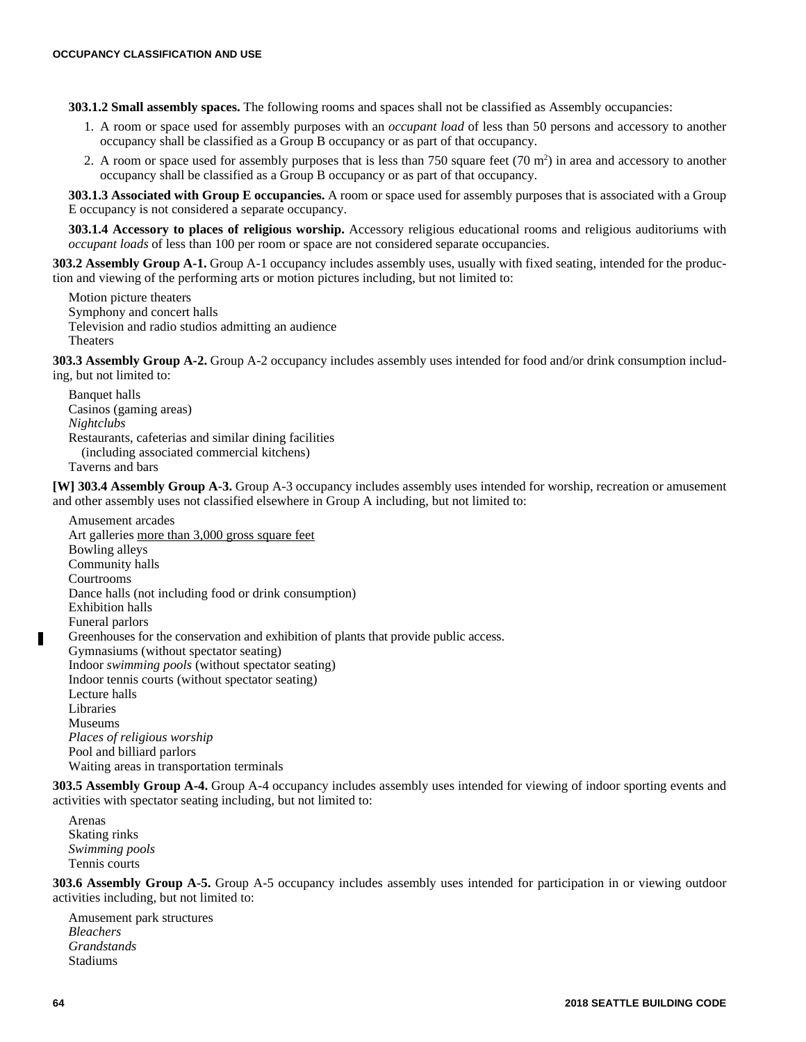**303.1.2 Small assembly spaces.** The following rooms and spaces shall not be classified as Assembly occupancies:

1. A room or space used for assembly purposes with an *occupant load* of less than 50 persons and accessory to another occupancy shall be classified as a Group B occupancy or as part of that occupancy.
2. A room or space used for assembly purposes that is less than 750 square feet (70 $m^2$) in area and accessory to another occupancy shall be classified as a Group B occupancy or as part of that occupancy.

**303.1.3 Associated with Group E occupancies.** A room or space used for assembly purposes that is associated with a Group E occupancy is not considered a separate occupancy.

**303.1.4 Accessory to places of religious worship.** Accessory religious educational rooms and religious auditoriums with *occupant loads* of less than 100 per room or space are not considered separate occupancies.

**303.2 Assembly Group A-1.** Group A-1 occupancy includes assembly uses, usually with fixed seating, intended for the production and viewing of the performing arts or motion pictures including, but not limited to:

Motion picture theaters
Symphony and concert halls
Television and radio studios admitting an audience
Theaters

**303.3 Assembly Group A-2.** Group A-2 occupancy includes assembly uses intended for food and/or drink consumption including, but not limited to:

Banquet halls
Casinos (gaming areas)
*Nightclubs*
Restaurants, cafeterias and similar dining facilities
(including associated commercial kitchens)
Taverns and bars

**[W] 303.4 Assembly Group A-3.** Group A-3 occupancy includes assembly uses intended for worship, recreation or amusement and other assembly uses not classified elsewhere in Group A including, but not limited to:

Amusement arcades
Art galleries <u>more than 3,000 gross square feet</u>
Bowling alleys
Community halls
Courtrooms
Dance halls (not including food or drink consumption)
Exhibition halls
Funeral parlors
Greenhouses for the conservation and exhibition of plants that provide public access.
Gymnasiums (without spectator seating)
Indoor *swimming pools* (without spectator seating)
Indoor tennis courts (without spectator seating)
Lecture halls
Libraries
Museums
*Places of religious worship*
Pool and billiard parlors
Waiting areas in transportation terminals

**303.5 Assembly Group A-4.** Group A-4 occupancy includes assembly uses intended for viewing of indoor sporting events and activities with spectator seating including, but not limited to:

Arenas
Skating rinks
*Swimming pools*
Tennis courts

**303.6 Assembly Group A-5.** Group A-5 occupancy includes assembly uses intended for participation in or viewing outdoor activities including, but not limited to:

Amusement park structures
*Bleachers*
*Grandstands*
Stadiums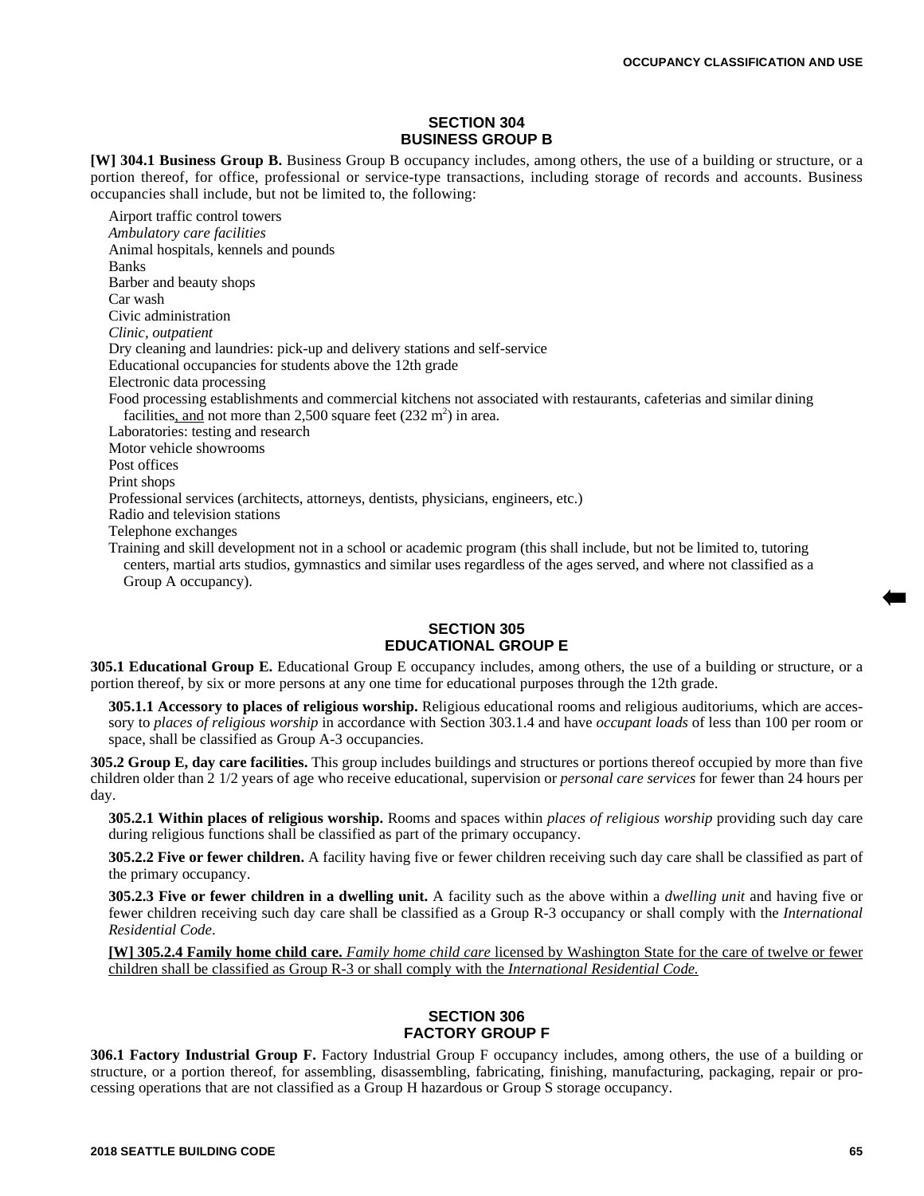## SECTION 304 BUSINESS GROUP B

**[W] 304.1 Business Group B.** Business Group B occupancy includes, among others, the use of a building or structure, or a portion thereof, for office, professional or service-type transactions, including storage of records and accounts. Business occupancies shall include, but not be limited to, the following:

Airport traffic control towers
*Ambulatory care facilities*
Animal hospitals, kennels and pounds
Banks
Barber and beauty shops
Car wash
Civic administration
*Clinic, outpatient*
Dry cleaning and laundries: pick-up and delivery stations and self-service
Educational occupancies for students above the 12th grade
Electronic data processing
Food processing establishments and commercial kitchens not associated with restaurants, cafeterias and similar dining facilities, and not more than 2,500 square feet (232 m$^2$) in area.
Laboratories: testing and research
Motor vehicle showrooms
Post offices
Print shops
Professional services (architects, attorneys, dentists, physicians, engineers, etc.)
Radio and television stations
Telephone exchanges
Training and skill development not in a school or academic program (this shall include, but not be limited to, tutoring centers, martial arts studios, gymnastics and similar uses regardless of the ages served, and where not classified as a Group A occupancy).

## SECTION 305 EDUCATIONAL GROUP E

**305.1 Educational Group E.** Educational Group E occupancy includes, among others, the use of a building or structure, or a portion thereof, by six or more persons at any one time for educational purposes through the 12th grade.

**305.1.1 Accessory to places of religious worship.** Religious educational rooms and religious auditoriums, which are accessory to *places of religious worship* in accordance with Section 303.1.4 and have *occupant loads* of less than 100 per room or space, shall be classified as Group A-3 occupancies.

**305.2 Group E, day care facilities.** This group includes buildings and structures or portions thereof occupied by more than five children older than 2 1/2 years of age who receive educational, supervision or *personal care services* for fewer than 24 hours per day.

**305.2.1 Within places of religious worship.** Rooms and spaces within *places of religious worship* providing such day care during religious functions shall be classified as part of the primary occupancy.

**305.2.2 Five or fewer children.** A facility having five or fewer children receiving such day care shall be classified as part of the primary occupancy.

**305.2.3 Five or fewer children in a dwelling unit.** A facility such as the above within a *dwelling unit* and having five or fewer children receiving such day care shall be classified as a Group R-3 occupancy or shall comply with the *International Residential Code*.

**[W] 305.2.4 Family home child care.** *Family home child care* licensed by Washington State for the care of twelve or fewer children shall be classified as Group R-3 or shall comply with the *International Residential Code.*

## SECTION 306 FACTORY GROUP F

**306.1 Factory Industrial Group F.** Factory Industrial Group F occupancy includes, among others, the use of a building or structure, or a portion thereof, for assembling, disassembling, fabricating, finishing, manufacturing, packaging, repair or processing operations that are not classified as a Group H hazardous or Group S storage occupancy.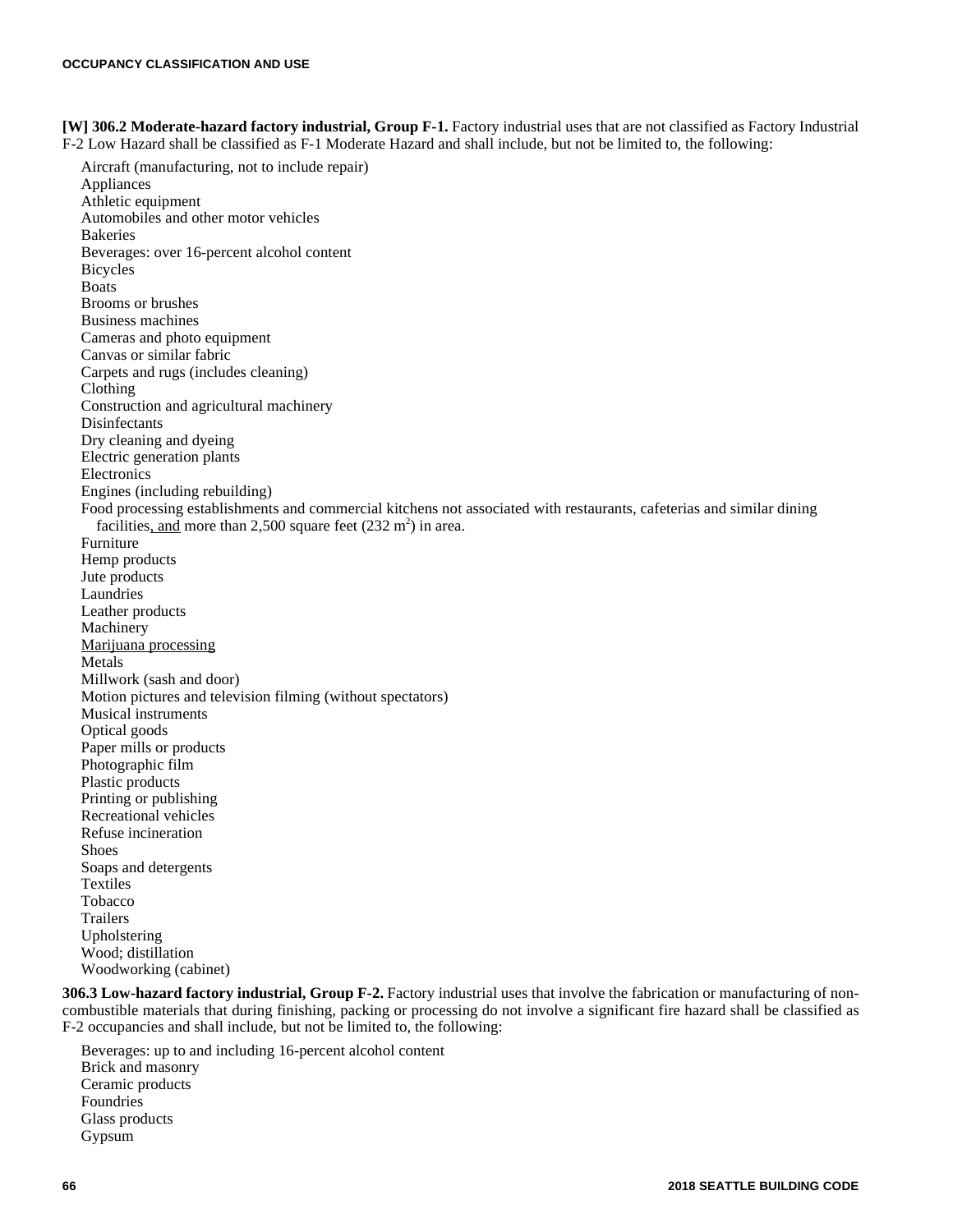**[W] 306.2 Moderate-hazard factory industrial, Group F-1.** Factory industrial uses that are not classified as Factory Industrial F-2 Low Hazard shall be classified as F-1 Moderate Hazard and shall include, but not be limited to, the following:

Aircraft (manufacturing, not to include repair)
Appliances
Athletic equipment
Automobiles and other motor vehicles
Bakeries
Beverages: over 16-percent alcohol content
Bicycles
Boats
Brooms or brushes
Business machines
Cameras and photo equipment
Canvas or similar fabric
Carpets and rugs (includes cleaning)
Clothing
Construction and agricultural machinery
Disinfectants
Dry cleaning and dyeing
Electric generation plants
Electronics
Engines (including rebuilding)
Food processing establishments and commercial kitchens not associated with restaurants, cafeterias and similar dining facilities, and more than 2,500 square feet (232 m$^2$) in area.
Furniture
Hemp products
Jute products
Laundries
Leather products
Machinery
Marijuana processing
Metals
Millwork (sash and door)
Motion pictures and television filming (without spectators)
Musical instruments
Optical goods
Paper mills or products
Photographic film
Plastic products
Printing or publishing
Recreational vehicles
Refuse incineration
Shoes
Soaps and detergents
Textiles
Tobacco
Trailers
Upholstering
Wood; distillation
Woodworking (cabinet)

**306.3 Low-hazard factory industrial, Group F-2.** Factory industrial uses that involve the fabrication or manufacturing of non-combustible materials that during finishing, packing or processing do not involve a significant fire hazard shall be classified as F-2 occupancies and shall include, but not be limited to, the following:

Beverages: up to and including 16-percent alcohol content
Brick and masonry
Ceramic products
Foundries
Glass products
Gypsum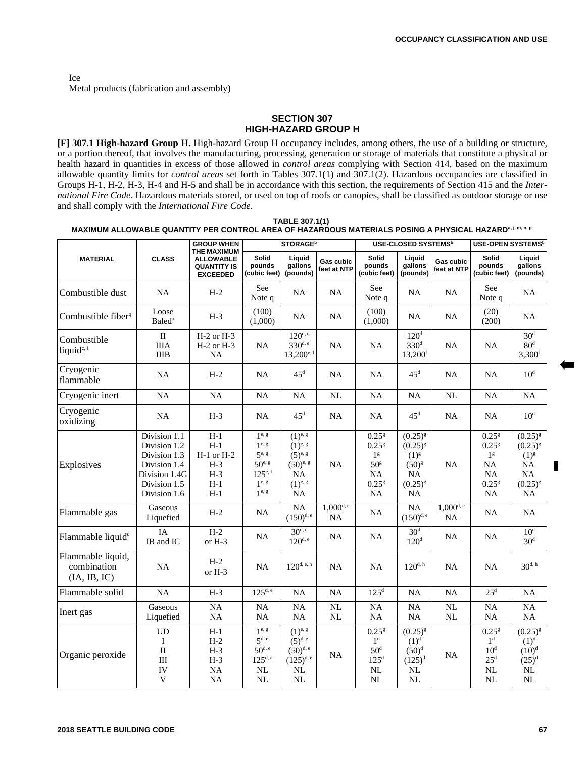Ice

Metal products (fabrication and assembly)

## SECTION 307
## HIGH-HAZARD GROUP H

**[F] 307.1 High-hazard Group H.** High-hazard Group H occupancy includes, among others, the use of a building or structure, or a portion thereof, that involves the manufacturing, processing, generation or storage of materials that constitute a physical or health hazard in quantities in excess of those allowed in *control areas* complying with Section 414, based on the maximum allowable quantity limits for *control areas* set forth in Tables 307.1(1) and 307.1(2). Hazardous occupancies are classified in Groups H-1, H-2, H-3, H-4 and H-5 and shall be in accordance with this section, the requirements of Section 415 and the *International Fire Code*. Hazardous materials stored, or used on top of roofs or canopies, shall be classified as outdoor storage or use and shall comply with the *International Fire Code*.

**TABLE 307.1(1)**
**MAXIMUM ALLOWABLE QUANTITY PER CONTROL AREA OF HAZARDOUS MATERIALS POSING A PHYSICAL HAZARD[a, j, m, n, p]**

| MATERIAL | CLASS | GROUP WHEN THE MAXIMUM ALLOWABLE QUANTITY IS EXCEEDED | STORAGE[b] | | | USE-CLOSED SYSTEMS[b] | | | USE-OPEN SYSTEMS[b] | |
|---|---|---|---|---|---|---|---|---|---|---|
| | | | Solid pounds (cubic feet) | Liquid gallons (pounds) | Gas cubic feet at NTP | Solid pounds (cubic feet) | Liquid gallons (pounds) | Gas cubic feet at NTP | Solid pounds (cubic feet) | Liquid gallons (pounds) |
| Combustible dust | NA | H-2 | See Note q | NA | NA | See Note q | NA | NA | See Note q | NA |
| Combustible fiber[q] | Loose<br>Baled[o] | H-3 | (100)<br>(1,000) | NA | NA | (100)<br>(1,000) | NA | NA | (20)<br>(200) | NA |
| Combustible liquid[c, i] | II<br>IIIA<br>IIIB | H-2 or H-3<br>H-2 or H-3<br>NA | NA | 120[d, e]<br>330[d, e]<br>13,200[e, f] | NA | NA | 120[d]<br>330[d]<br>13,200[f] | NA | NA | 30[d]<br>80[d]<br>3,300[f] |
| Cryogenic flammable | NA | H-2 | NA | 45[d] | NA | NA | 45[d] | NA | NA | 10[d] |
| Cryogenic inert | NA | NA | NA | NA | NL | NA | NA | NL | NA | NA |
| Cryogenic oxidizing | NA | H-3 | NA | 45[d] | NA | NA | 45[d] | NA | NA | 10[d] |
| Explosives | Division 1.1<br>Division 1.2<br>Division 1.3<br>Division 1.4<br>Division 1.4G<br>Division 1.5<br>Division 1.6 | H-1<br>H-1<br>H-1 or H-2<br>H-3<br>H-3<br>H-1<br>H-1 | 1[e, g]<br>1[e, g]<br>5[e, g]<br>50[e, g]<br>125[e, l]<br>1[e, g]<br>1[e, g] | (1)[e, g]<br>(1)[e, g]<br>(5)[e, g]<br>(50)[e, g]<br>NA<br>(1)[e, g]<br>NA | NA | 0.25[g]<br>0.25[g]<br>1[g]<br>50[g]<br>NA<br>0.25[g]<br>NA | (0.25)[g]<br>(0.25)[g]<br>(1)[g]<br>(50)[g]<br>NA<br>(0.25)[g]<br>NA | NA | 0.25[g]<br>0.25[g]<br>1[g]<br>NA<br>NA<br>0.25[g]<br>NA | (0.25)[g]<br>(0.25)[g]<br>(1)[g]<br>NA<br>NA<br>(0.25)[g]<br>NA |
| Flammable gas | Gaseous<br>Liquefied | H-2 | NA | NA<br>(150)[d, e] | 1,000[d, e]<br>NA | NA | NA<br>(150)[d, e] | 1,000[d, e]<br>NA | NA | NA |
| Flammable liquid[c] | IA<br>IB and IC | H-2<br>or H-3 | NA | 30[d, e]<br>120[d, e] | NA | NA | 30[d]<br>120[d] | NA | NA | 10[d]<br>30[d] |
| Flammable liquid, combination (IA, IB, IC) | NA | H-2<br>or H-3 | NA | 120[d, e, h] | NA | NA | 120[d, h] | NA | NA | 30[d, h] |
| Flammable solid | NA | H-3 | 125[d, e] | NA | NA | 125[d] | NA | NA | 25[d] | NA |
| Inert gas | Gaseous<br>Liquefied | NA<br>NA | NA<br>NA | NA<br>NA | NL<br>NL | NA<br>NA | NA<br>NA | NL<br>NL | NA<br>NA | NA<br>NA |
| Organic peroxide | UD<br>I<br>II<br>III<br>IV<br>V | H-1<br>H-2<br>H-3<br>H-3<br>NA<br>NA | 1[e, g]<br>5[d, e]<br>50[d, e]<br>125[d, e]<br>NL<br>NL | (1)[e, g]<br>(5)[d, e]<br>(50)[d, e]<br>(125)[d, e]<br>NL<br>NL | NA | 0.25[g]<br>1[d]<br>50[d]<br>125[d]<br>NL<br>NL | (0.25)[g]<br>(1)[d]<br>(50)[d]<br>(125)[d]<br>NL<br>NL | NA | 0.25[g]<br>1[d]<br>10[d]<br>25[d]<br>NL<br>NL | (0.25)[g]<br>(1)[d]<br>(10)[d]<br>(25)[d]<br>NL<br>NL |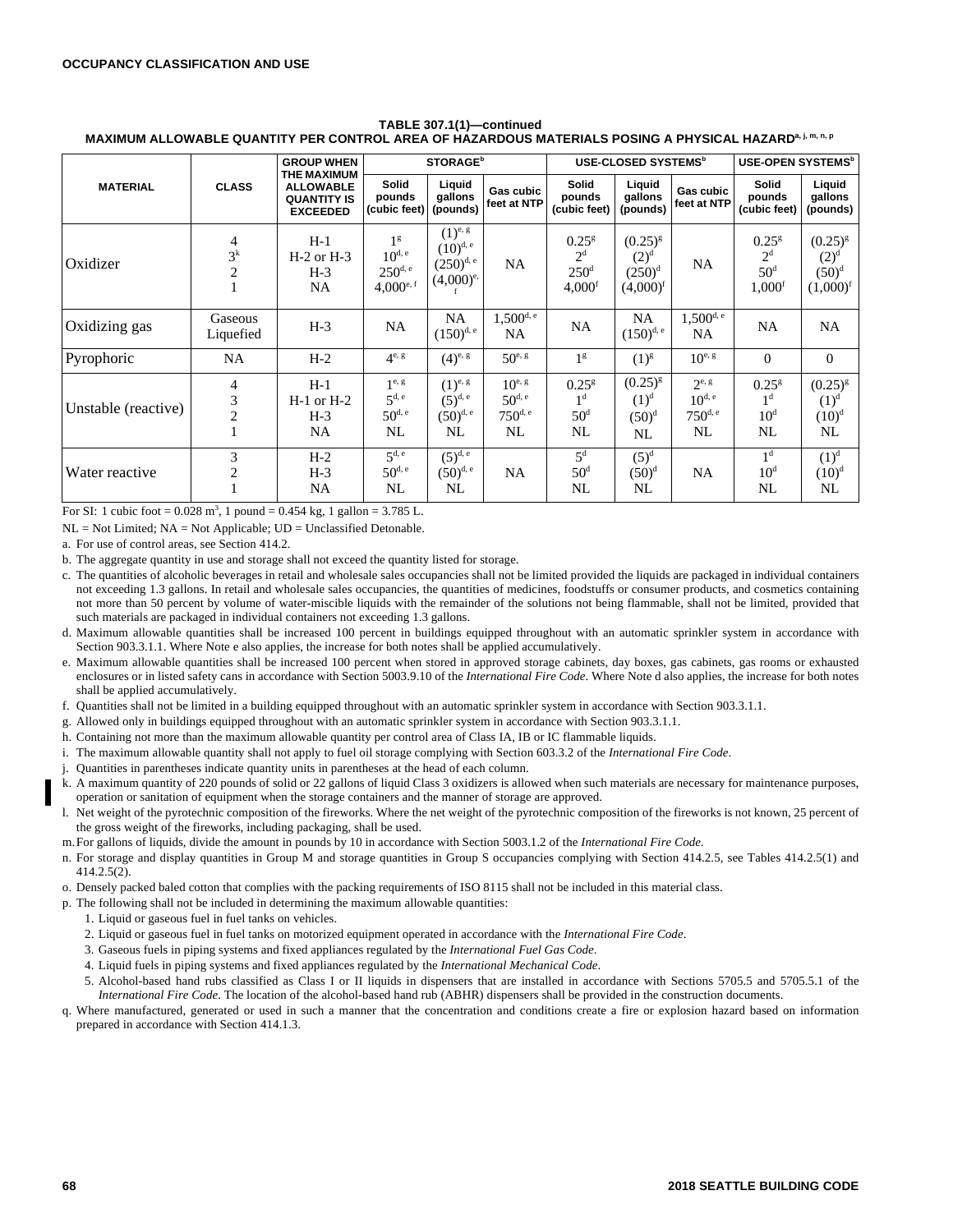**TABLE 307.1(1)—continued**
**MAXIMUM ALLOWABLE QUANTITY PER CONTROL AREA OF HAZARDOUS MATERIALS POSING A PHYSICAL HAZARD[a, j, m, n, p]**

| MATERIAL | CLASS | GROUP WHEN THE MAXIMUM ALLOWABLE QUANTITY IS EXCEEDED | STORAGE[b] | | | USE-CLOSED SYSTEMS[b] | | | USE-OPEN SYSTEMS[b] | |
|---|---|---|---|---|---|---|---|---|---|---|
| | | | Solid pounds (cubic feet) | Liquid gallons (pounds) | Gas cubic feet at NTP | Solid pounds (cubic feet) | Liquid gallons (pounds) | Gas cubic feet at NTP | Solid pounds (cubic feet) | Liquid gallons (pounds) |
| Oxidizer | 4<br>3[k]<br>2<br>1 | H-1<br>H-2 or H-3<br>H-3<br>NA | 1[g]<br>10[d, e]<br>250[d, e]<br>4,000[e, f] | (1)[e, g]<br>(10)[d, e]<br>(250)[d, e]<br>(4,000)[e, f] | NA | 0.25[g]<br>2[d]<br>250[d]<br>4,000[f] | (0.25)[g]<br>(2)[d]<br>(250)[d]<br>(4,000)[f] | NA | 0.25[g]<br>2[d]<br>50[d]<br>1,000[f] | (0.25)[g]<br>(2)[d]<br>(50)[d]<br>(1,000)[f] |
| Oxidizing gas | Gaseous<br>Liquefied | H-3 | NA | NA<br>(150)[d, e] | 1,500[d, e]<br>NA | NA | NA<br>(150)[d, e] | 1,500[d, e]<br>NA | NA | NA |
| Pyrophoric | NA | H-2 | 4[e, g] | (4)[e, g] | 50[e, g] | 1[g] | (1)[g] | 10[e, g] | 0 | 0 |
| Unstable (reactive) | 4<br>3<br>2<br>1 | H-1<br>H-1 or H-2<br>H-3<br>NA | 1[e, g]<br>5[d, e]<br>50[d, e]<br>NL | (1)[e, g]<br>(5)[d, e]<br>(50)[d, e]<br>NL | 10[e, g]<br>50[d, e]<br>750[d, e]<br>NL | 0.25[g]<br>1[d]<br>50[d]<br>NL | (0.25)[g]<br>(1)[d]<br>(50)[d]<br>NL | 2[e, g]<br>10[d, e]<br>750[d, e]<br>NL | 0.25[g]<br>1[d]<br>10[d]<br>NL | (0.25)[g]<br>(1)[d]<br>(10)[d]<br>NL |
| Water reactive | 3<br>2<br>1 | H-2<br>H-3<br>NA | 5[d, e]<br>50[d, e]<br>NL | (5)[d, e]<br>(50)[d, e]<br>NL | NA | 5[d]<br>50[d]<br>NL | (5)[d]<br>(50)[d]<br>NL | NA | 1[d]<br>10[d]<br>NL | (1)[d]<br>(10)[d]<br>NL |

For SI: 1 cubic foot = 0.028 $m^3$, 1 pound = 0.454 kg, 1 gallon = 3.785 L.

NL = Not Limited; NA = Not Applicable; UD = Unclassified Detonable.

a. For use of control areas, see Section 414.2.

b. The aggregate quantity in use and storage shall not exceed the quantity listed for storage.

c. The quantities of alcoholic beverages in retail and wholesale sales occupancies shall not be limited provided the liquids are packaged in individual containers not exceeding 1.3 gallons. In retail and wholesale sales occupancies, the quantities of medicines, foodstuffs or consumer products, and cosmetics containing not more than 50 percent by volume of water-miscible liquids with the remainder of the solutions not being flammable, shall not be limited, provided that such materials are packaged in individual containers not exceeding 1.3 gallons.

d. Maximum allowable quantities shall be increased 100 percent in buildings equipped throughout with an automatic sprinkler system in accordance with Section 903.3.1.1. Where Note e also applies, the increase for both notes shall be applied accumulatively.

e. Maximum allowable quantities shall be increased 100 percent when stored in approved storage cabinets, day boxes, gas cabinets, gas rooms or exhausted enclosures or in listed safety cans in accordance with Section 5003.9.10 of the *International Fire Code*. Where Note d also applies, the increase for both notes shall be applied accumulatively.

f. Quantities shall not be limited in a building equipped throughout with an automatic sprinkler system in accordance with Section 903.3.1.1.

g. Allowed only in buildings equipped throughout with an automatic sprinkler system in accordance with Section 903.3.1.1.

h. Containing not more than the maximum allowable quantity per control area of Class IA, IB or IC flammable liquids.

i. The maximum allowable quantity shall not apply to fuel oil storage complying with Section 603.3.2 of the *International Fire Code*.

j. Quantities in parentheses indicate quantity units in parentheses at the head of each column.

k. A maximum quantity of 220 pounds of solid or 22 gallons of liquid Class 3 oxidizers is allowed when such materials are necessary for maintenance purposes, operation or sanitation of equipment when the storage containers and the manner of storage are approved.

l. Net weight of the pyrotechnic composition of the fireworks. Where the net weight of the pyrotechnic composition of the fireworks is not known, 25 percent of the gross weight of the fireworks, including packaging, shall be used.

m. For gallons of liquids, divide the amount in pounds by 10 in accordance with Section 5003.1.2 of the *International Fire Code*.

n. For storage and display quantities in Group M and storage quantities in Group S occupancies complying with Section 414.2.5, see Tables 414.2.5(1) and 414.2.5(2).

o. Densely packed baled cotton that complies with the packing requirements of ISO 8115 shall not be included in this material class.

p. The following shall not be included in determining the maximum allowable quantities:

1. Liquid or gaseous fuel in fuel tanks on vehicles.
2. Liquid or gaseous fuel in fuel tanks on motorized equipment operated in accordance with the *International Fire Code*.
3. Gaseous fuels in piping systems and fixed appliances regulated by the *International Fuel Gas Code*.
4. Liquid fuels in piping systems and fixed appliances regulated by the *International Mechanical Code*.
5. Alcohol-based hand rubs classified as Class I or II liquids in dispensers that are installed in accordance with Sections 5705.5 and 5705.5.1 of the *International Fire Code*. The location of the alcohol-based hand rub (ABHR) dispensers shall be provided in the construction documents.

q. Where manufactured, generated or used in such a manner that the concentration and conditions create a fire or explosion hazard based on information prepared in accordance with Section 414.1.3.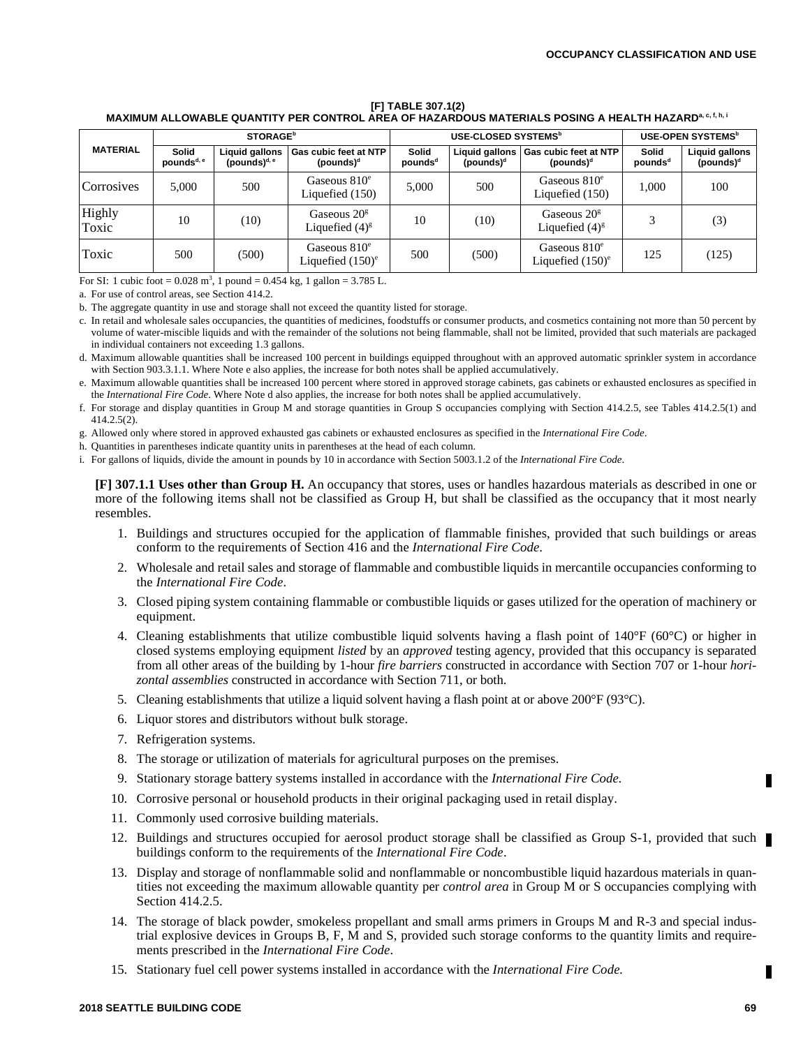**[F] TABLE 307.1(2)**
**MAXIMUM ALLOWABLE QUANTITY PER CONTROL AREA OF HAZARDOUS MATERIALS POSING A HEALTH HAZARD[a, c, f, h, i]**

| MATERIAL | STORAGE[b] | | | USE-CLOSED SYSTEMS[b] | | | USE-OPEN SYSTEMS[b] | |
|---|---|---|---|---|---|---|---|---|
| | Solid pounds[d, e] | Liquid gallons (pounds)[d, e] | Gas cubic feet at NTP (pounds)[d] | Solid pounds[d] | Liquid gallons (pounds)[d] | Gas cubic feet at NTP (pounds)[d] | Solid pounds[d] | Liquid gallons (pounds)[d] |
| Corrosives | 5,000 | 500 | Gaseous 810[e] Liquefied (150) | 5,000 | 500 | Gaseous 810[e] Liquefied (150) | 1,000 | 100 |
| Highly Toxic | 10 | (10) | Gaseous 20[g] Liquefied (4)[g] | 10 | (10) | Gaseous 20[g] Liquefied (4)[g] | 3 | (3) |
| Toxic | 500 | (500) | Gaseous 810[e] Liquefied (150)[e] | 500 | (500) | Gaseous 810[e] Liquefied (150)[e] | 125 | (125) |

For SI: 1 cubic foot = 0.028 m$^3$, 1 pound = 0.454 kg, 1 gallon = 3.785 L.

a. For use of control areas, see Section 414.2.

b. The aggregate quantity in use and storage shall not exceed the quantity listed for storage.

c. In retail and wholesale sales occupancies, the quantities of medicines, foodstuffs or consumer products, and cosmetics containing not more than 50 percent by volume of water-miscible liquids and with the remainder of the solutions not being flammable, shall not be limited, provided that such materials are packaged in individual containers not exceeding 1.3 gallons.

d. Maximum allowable quantities shall be increased 100 percent in buildings equipped throughout with an approved automatic sprinkler system in accordance with Section 903.3.1.1. Where Note e also applies, the increase for both notes shall be applied accumulatively.

e. Maximum allowable quantities shall be increased 100 percent where stored in approved storage cabinets, gas cabinets or exhausted enclosures as specified in the *International Fire Code*. Where Note d also applies, the increase for both notes shall be applied accumulatively.

f. For storage and display quantities in Group M and storage quantities in Group S occupancies complying with Section 414.2.5, see Tables 414.2.5(1) and 414.2.5(2).

g. Allowed only where stored in approved exhausted gas cabinets or exhausted enclosures as specified in the *International Fire Code*.

h. Quantities in parentheses indicate quantity units in parentheses at the head of each column.

i. For gallons of liquids, divide the amount in pounds by 10 in accordance with Section 5003.1.2 of the *International Fire Code*.

**[F] 307.1.1 Uses other than Group H.** An occupancy that stores, uses or handles hazardous materials as described in one or more of the following items shall not be classified as Group H, but shall be classified as the occupancy that it most nearly resembles.

1. Buildings and structures occupied for the application of flammable finishes, provided that such buildings or areas conform to the requirements of Section 416 and the *International Fire Code*.
2. Wholesale and retail sales and storage of flammable and combustible liquids in mercantile occupancies conforming to the *International Fire Code*.
3. Closed piping system containing flammable or combustible liquids or gases utilized for the operation of machinery or equipment.
4. Cleaning establishments that utilize combustible liquid solvents having a flash point of 140°F (60°C) or higher in closed systems employing equipment *listed* by an *approved* testing agency, provided that this occupancy is separated from all other areas of the building by 1-hour *fire barriers* constructed in accordance with Section 707 or 1-hour *horizontal assemblies* constructed in accordance with Section 711, or both.
5. Cleaning establishments that utilize a liquid solvent having a flash point at or above 200°F (93°C).
6. Liquor stores and distributors without bulk storage.
7. Refrigeration systems.
8. The storage or utilization of materials for agricultural purposes on the premises.
9. Stationary storage battery systems installed in accordance with the *International Fire Code.*
10. Corrosive personal or household products in their original packaging used in retail display.
11. Commonly used corrosive building materials.
12. Buildings and structures occupied for aerosol product storage shall be classified as Group S-1, provided that such buildings conform to the requirements of the *International Fire Code*.
13. Display and storage of nonflammable solid and nonflammable or noncombustible liquid hazardous materials in quantities not exceeding the maximum allowable quantity per *control area* in Group M or S occupancies complying with Section 414.2.5.
14. The storage of black powder, smokeless propellant and small arms primers in Groups M and R-3 and special industrial explosive devices in Groups B, F, M and S, provided such storage conforms to the quantity limits and requirements prescribed in the *International Fire Code*.
15. Stationary fuel cell power systems installed in accordance with the *International Fire Code.*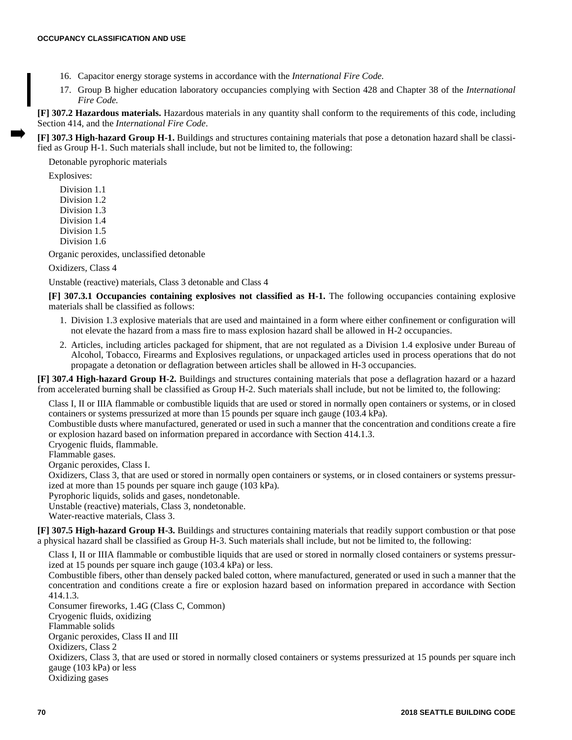16. Capacitor energy storage systems in accordance with the *International Fire Code.*
17. Group B higher education laboratory occupancies complying with Section 428 and Chapter 38 of the *International Fire Code.*

**[F] 307.2 Hazardous materials.** Hazardous materials in any quantity shall conform to the requirements of this code, including Section 414, and the *International Fire Code*.

**[F] 307.3 High-hazard Group H-1.** Buildings and structures containing materials that pose a detonation hazard shall be classified as Group H-1. Such materials shall include, but not be limited to, the following:

Detonable pyrophoric materials

Explosives:

Division 1.1
Division 1.2
Division 1.3
Division 1.4
Division 1.5
Division 1.6

Organic peroxides, unclassified detonable

Oxidizers, Class 4

Unstable (reactive) materials, Class 3 detonable and Class 4

**[F] 307.3.1 Occupancies containing explosives not classified as H-1.** The following occupancies containing explosive materials shall be classified as follows:

1. Division 1.3 explosive materials that are used and maintained in a form where either confinement or configuration will not elevate the hazard from a mass fire to mass explosion hazard shall be allowed in H-2 occupancies.
2. Articles, including articles packaged for shipment, that are not regulated as a Division 1.4 explosive under Bureau of Alcohol, Tobacco, Firearms and Explosives regulations, or unpackaged articles used in process operations that do not propagate a detonation or deflagration between articles shall be allowed in H-3 occupancies.

**[F] 307.4 High-hazard Group H-2.** Buildings and structures containing materials that pose a deflagration hazard or a hazard from accelerated burning shall be classified as Group H-2. Such materials shall include, but not be limited to, the following:

Class I, II or IIIA flammable or combustible liquids that are used or stored in normally open containers or systems, or in closed containers or systems pressurized at more than 15 pounds per square inch gauge (103.4 kPa).
Combustible dusts where manufactured, generated or used in such a manner that the concentration and conditions create a fire or explosion hazard based on information prepared in accordance with Section 414.1.3.
Cryogenic fluids, flammable.
Flammable gases.
Organic peroxides, Class I.
Oxidizers, Class 3, that are used or stored in normally open containers or systems, or in closed containers or systems pressurized at more than 15 pounds per square inch gauge (103 kPa).
Pyrophoric liquids, solids and gases, nondetonable.
Unstable (reactive) materials, Class 3, nondetonable.
Water-reactive materials, Class 3.

**[F] 307.5 High-hazard Group H-3.** Buildings and structures containing materials that readily support combustion or that pose a physical hazard shall be classified as Group H-3. Such materials shall include, but not be limited to, the following:

Class I, II or IIIA flammable or combustible liquids that are used or stored in normally closed containers or systems pressurized at 15 pounds per square inch gauge (103.4 kPa) or less.
Combustible fibers, other than densely packed baled cotton, where manufactured, generated or used in such a manner that the concentration and conditions create a fire or explosion hazard based on information prepared in accordance with Section 414.1.3.
Consumer fireworks, 1.4G (Class C, Common)
Cryogenic fluids, oxidizing
Flammable solids
Organic peroxides, Class II and III
Oxidizers, Class 2
Oxidizers, Class 3, that are used or stored in normally closed containers or systems pressurized at 15 pounds per square inch gauge (103 kPa) or less
Oxidizing gases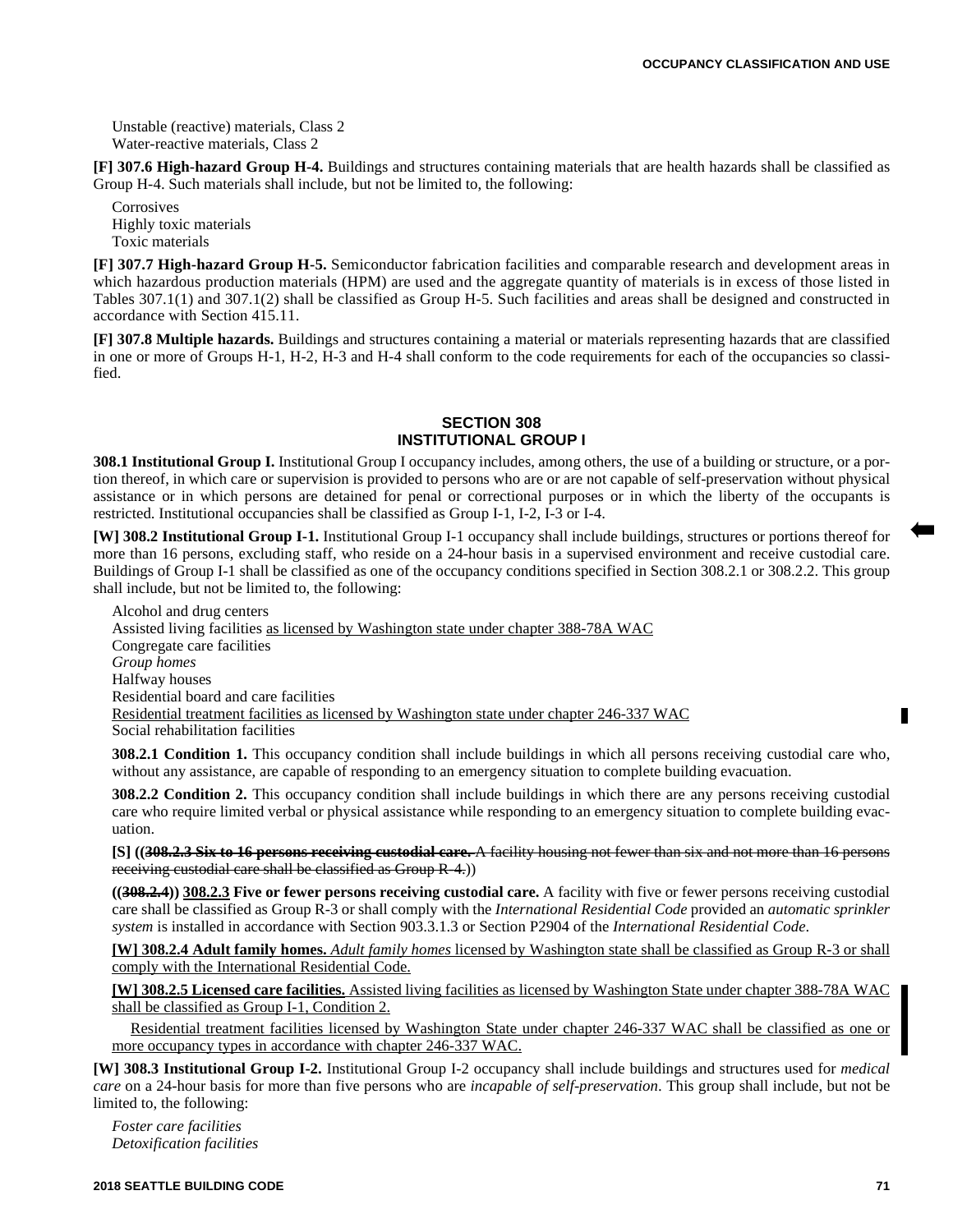Unstable (reactive) materials, Class 2
Water-reactive materials, Class 2

**[F] 307.6 High-hazard Group H-4.** Buildings and structures containing materials that are health hazards shall be classified as Group H-4. Such materials shall include, but not be limited to, the following:

Corrosives
Highly toxic materials
Toxic materials

**[F] 307.7 High-hazard Group H-5.** Semiconductor fabrication facilities and comparable research and development areas in which hazardous production materials (HPM) are used and the aggregate quantity of materials is in excess of those listed in Tables 307.1(1) and 307.1(2) shall be classified as Group H-5. Such facilities and areas shall be designed and constructed in accordance with Section 415.11.

**[F] 307.8 Multiple hazards.** Buildings and structures containing a material or materials representing hazards that are classified in one or more of Groups H-1, H-2, H-3 and H-4 shall conform to the code requirements for each of the occupancies so classified.

## SECTION 308 INSTITUTIONAL GROUP I

**308.1 Institutional Group I.** Institutional Group I occupancy includes, among others, the use of a building or structure, or a portion thereof, in which care or supervision is provided to persons who are or are not capable of self-preservation without physical assistance or in which persons are detained for penal or correctional purposes or in which the liberty of the occupants is restricted. Institutional occupancies shall be classified as Group I-1, I-2, I-3 or I-4.

**[W] 308.2 Institutional Group I-1.** Institutional Group I-1 occupancy shall include buildings, structures or portions thereof for more than 16 persons, excluding staff, who reside on a 24-hour basis in a supervised environment and receive custodial care. Buildings of Group I-1 shall be classified as one of the occupancy conditions specified in Section 308.2.1 or 308.2.2. This group shall include, but not be limited to, the following:

Alcohol and drug centers
Assisted living facilities as licensed by Washington state under chapter 388-78A WAC
Congregate care facilities
*Group homes*
Halfway houses
Residential board and care facilities
Residential treatment facilities as licensed by Washington state under chapter 246-337 WAC
Social rehabilitation facilities

**308.2.1 Condition 1.** This occupancy condition shall include buildings in which all persons receiving custodial care who, without any assistance, are capable of responding to an emergency situation to complete building evacuation.

**308.2.2 Condition 2.** This occupancy condition shall include buildings in which there are any persons receiving custodial care who require limited verbal or physical assistance while responding to an emergency situation to complete building evacuation.

**[S] ((~~308.2.3 Six to 16 persons receiving custodial care.~~** ~~A facility housing not fewer than six and not more than 16 persons receiving custodial care shall be classified as Group R-4.~~))

**((~~308.2.4~~)) 308.2.3 Five or fewer persons receiving custodial care.** A facility with five or fewer persons receiving custodial care shall be classified as Group R-3 or shall comply with the *International Residential Code* provided an *automatic sprinkler system* is installed in accordance with Section 903.3.1.3 or Section P2904 of the *International Residential Code*.

**[W] 308.2.4 Adult family homes.** *Adult family homes* licensed by Washington state shall be classified as Group R-3 or shall comply with the International Residential Code.

**[W] 308.2.5 Licensed care facilities.** Assisted living facilities as licensed by Washington State under chapter 388-78A WAC shall be classified as Group I-1, Condition 2.

Residential treatment facilities licensed by Washington State under chapter 246-337 WAC shall be classified as one or more occupancy types in accordance with chapter 246-337 WAC.

**[W] 308.3 Institutional Group I-2.** Institutional Group I-2 occupancy shall include buildings and structures used for *medical care* on a 24-hour basis for more than five persons who are *incapable of self-preservation*. This group shall include, but not be limited to, the following:

*Foster care facilities*
*Detoxification facilities*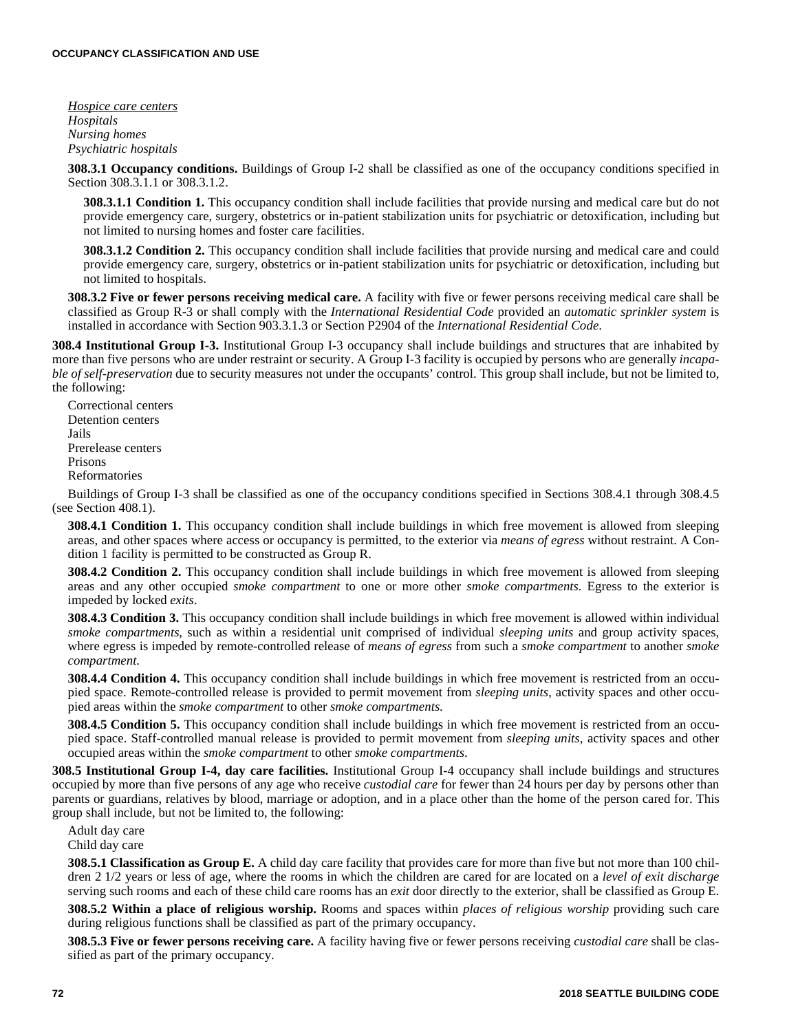*Hospice care centers*
*Hospitals*
*Nursing homes*
*Psychiatric hospitals*

**308.3.1 Occupancy conditions.** Buildings of Group I-2 shall be classified as one of the occupancy conditions specified in Section 308.3.1.1 or 308.3.1.2.

**308.3.1.1 Condition 1.** This occupancy condition shall include facilities that provide nursing and medical care but do not provide emergency care, surgery, obstetrics or in-patient stabilization units for psychiatric or detoxification, including but not limited to nursing homes and foster care facilities.

**308.3.1.2 Condition 2.** This occupancy condition shall include facilities that provide nursing and medical care and could provide emergency care, surgery, obstetrics or in-patient stabilization units for psychiatric or detoxification, including but not limited to hospitals.

**308.3.2 Five or fewer persons receiving medical care.** A facility with five or fewer persons receiving medical care shall be classified as Group R-3 or shall comply with the *International Residential Code* provided an *automatic sprinkler system* is installed in accordance with Section 903.3.1.3 or Section P2904 of the *International Residential Code*.

**308.4 Institutional Group I-3.** Institutional Group I-3 occupancy shall include buildings and structures that are inhabited by more than five persons who are under restraint or security. A Group I-3 facility is occupied by persons who are generally *incapable of self-preservation* due to security measures not under the occupants' control. This group shall include, but not be limited to, the following:

Correctional centers
Detention centers
Jails
Prerelease centers
Prisons
Reformatories

Buildings of Group I-3 shall be classified as one of the occupancy conditions specified in Sections 308.4.1 through 308.4.5 (see Section 408.1).

**308.4.1 Condition 1.** This occupancy condition shall include buildings in which free movement is allowed from sleeping areas, and other spaces where access or occupancy is permitted, to the exterior via *means of egress* without restraint. A Condition 1 facility is permitted to be constructed as Group R.

**308.4.2 Condition 2.** This occupancy condition shall include buildings in which free movement is allowed from sleeping areas and any other occupied *smoke compartment* to one or more other *smoke compartments*. Egress to the exterior is impeded by locked *exits*.

**308.4.3 Condition 3.** This occupancy condition shall include buildings in which free movement is allowed within individual *smoke compartments*, such as within a residential unit comprised of individual *sleeping units* and group activity spaces, where egress is impeded by remote-controlled release of *means of egress* from such a *smoke compartment* to another *smoke compartment*.

**308.4.4 Condition 4.** This occupancy condition shall include buildings in which free movement is restricted from an occupied space. Remote-controlled release is provided to permit movement from *sleeping units*, activity spaces and other occupied areas within the *smoke compartment* to other *smoke compartments*.

**308.4.5 Condition 5.** This occupancy condition shall include buildings in which free movement is restricted from an occupied space. Staff-controlled manual release is provided to permit movement from *sleeping units*, activity spaces and other occupied areas within the *smoke compartment* to other *smoke compartments*.

**308.5 Institutional Group I-4, day care facilities.** Institutional Group I-4 occupancy shall include buildings and structures occupied by more than five persons of any age who receive *custodial care* for fewer than 24 hours per day by persons other than parents or guardians, relatives by blood, marriage or adoption, and in a place other than the home of the person cared for. This group shall include, but not be limited to, the following:

Adult day care
Child day care

**308.5.1 Classification as Group E.** A child day care facility that provides care for more than five but not more than 100 children 2 1/2 years or less of age, where the rooms in which the children are cared for are located on a *level of exit discharge* serving such rooms and each of these child care rooms has an *exit* door directly to the exterior, shall be classified as Group E.

**308.5.2 Within a place of religious worship.** Rooms and spaces within *places of religious worship* providing such care during religious functions shall be classified as part of the primary occupancy.

**308.5.3 Five or fewer persons receiving care.** A facility having five or fewer persons receiving *custodial care* shall be classified as part of the primary occupancy.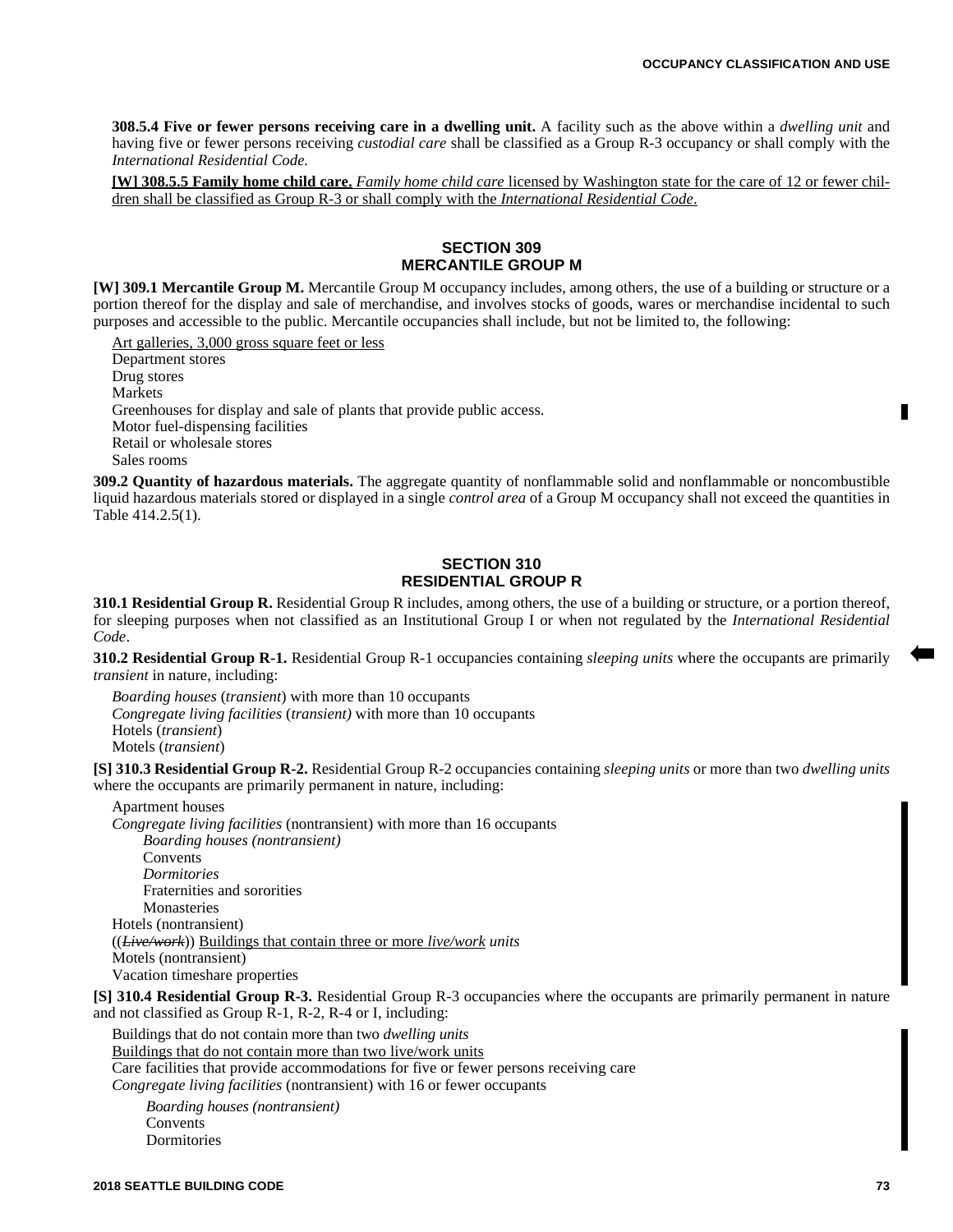**308.5.4 Five or fewer persons receiving care in a dwelling unit.** A facility such as the above within a *dwelling unit* and having five or fewer persons receiving *custodial care* shall be classified as a Group R-3 occupancy or shall comply with the *International Residential Code.*

**[W] 308.5.5 Family home child care.** *Family home child care* licensed by Washington state for the care of 12 or fewer children shall be classified as Group R-3 or shall comply with the *International Residential Code*.

## SECTION 309
## MERCANTILE GROUP M

**[W] 309.1 Mercantile Group M.** Mercantile Group M occupancy includes, among others, the use of a building or structure or a portion thereof for the display and sale of merchandise, and involves stocks of goods, wares or merchandise incidental to such purposes and accessible to the public. Mercantile occupancies shall include, but not be limited to, the following:

Art galleries, 3,000 gross square feet or less
Department stores
Drug stores
Markets
Greenhouses for display and sale of plants that provide public access.
Motor fuel-dispensing facilities
Retail or wholesale stores
Sales rooms

**309.2 Quantity of hazardous materials.** The aggregate quantity of nonflammable solid and nonflammable or noncombustible liquid hazardous materials stored or displayed in a single *control area* of a Group M occupancy shall not exceed the quantities in Table 414.2.5(1).

## SECTION 310
## RESIDENTIAL GROUP R

**310.1 Residential Group R.** Residential Group R includes, among others, the use of a building or structure, or a portion thereof, for sleeping purposes when not classified as an Institutional Group I or when not regulated by the *International Residential Code*.

**310.2 Residential Group R-1.** Residential Group R-1 occupancies containing *sleeping units* where the occupants are primarily *transient* in nature, including:

*Boarding houses* (*transient*) with more than 10 occupants
*Congregate living facilities* (*transient)* with more than 10 occupants
Hotels (*transient*)
Motels (*transient*)

**[S] 310.3 Residential Group R-2.** Residential Group R-2 occupancies containing *sleeping units* or more than two *dwelling units* where the occupants are primarily permanent in nature, including:

Apartment houses
*Congregate living facilities* (nontransient) with more than 16 occupants
- *Boarding houses (nontransient)*
- Convents
- *Dormitories*
- Fraternities and sororities
- Monasteries

Hotels (nontransient)
((~~*Live/work*~~)) Buildings that contain three or more *live/work units*
Motels (nontransient)
Vacation timeshare properties

**[S] 310.4 Residential Group R-3.** Residential Group R-3 occupancies where the occupants are primarily permanent in nature and not classified as Group R-1, R-2, R-4 or I, including:

Buildings that do not contain more than two *dwelling units*
Buildings that do not contain more than two live/work units
Care facilities that provide accommodations for five or fewer persons receiving care
*Congregate living facilities* (nontransient) with 16 or fewer occupants
- *Boarding houses (nontransient)*
- Convents
- Dormitories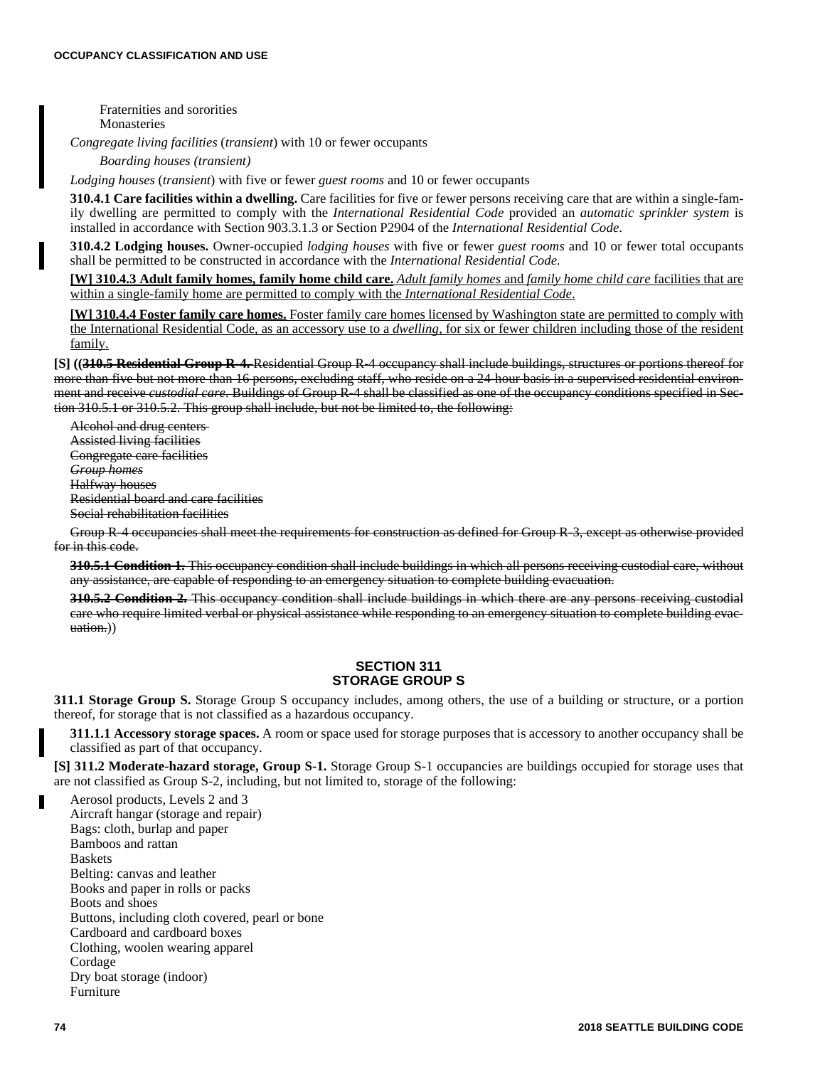Fraternities and sororities
Monasteries

*Congregate living facilities* (*transient*) with 10 or fewer occupants

*Boarding houses (transient)*

*Lodging houses* (*transient*) with five or fewer *guest rooms* and 10 or fewer occupants

**310.4.1 Care facilities within a dwelling.** Care facilities for five or fewer persons receiving care that are within a single-family dwelling are permitted to comply with the *International Residential Code* provided an *automatic sprinkler system* is installed in accordance with Section 903.3.1.3 or Section P2904 of the *International Residential Code*.

**310.4.2 Lodging houses.** Owner-occupied *lodging houses* with five or fewer *guest rooms* and 10 or fewer total occupants shall be permitted to be constructed in accordance with the *International Residential Code.*

<u>**[W] 310.4.3 Adult family homes, family home child care.** *Adult family homes* and *family home child care* facilities that are within a single-family home are permitted to comply with the *International Residential Code*.</u>

<u>**[W] 310.4.4 Foster family care homes.** Foster family care homes licensed by Washington state are permitted to comply with the International Residential Code, as an accessory use to a *dwelling*, for six or fewer children including those of the resident family.</u>

**[S]** ((~~**310.5 Residential Group R-4.** Residential Group R-4 occupancy shall include buildings, structures or portions thereof for more than five but not more than 16 persons, excluding staff, who reside on a 24-hour basis in a supervised residential environment and receive *custodial care*. Buildings of Group R-4 shall be classified as one of the occupancy conditions specified in Section 310.5.1 or 310.5.2. This group shall include, but not be limited to, the following:~~

~~Alcohol and drug centers~~
~~Assisted living facilities~~
~~Congregate care facilities~~
~~*Group homes*~~
~~Halfway houses~~
~~Residential board and care facilities~~
~~Social rehabilitation facilities~~

~~Group R-4 occupancies shall meet the requirements for construction as defined for Group R-3, except as otherwise provided for in this code.~~

~~**310.5.1 Condition 1.** This occupancy condition shall include buildings in which all persons receiving custodial care, without any assistance, are capable of responding to an emergency situation to complete building evacuation.~~

~~**310.5.2 Condition 2.** This occupancy condition shall include buildings in which there are any persons receiving custodial care who require limited verbal or physical assistance while responding to an emergency situation to complete building evacuation.~~))

## SECTION 311
## STORAGE GROUP S

**311.1 Storage Group S.** Storage Group S occupancy includes, among others, the use of a building or structure, or a portion thereof, for storage that is not classified as a hazardous occupancy.

**311.1.1 Accessory storage spaces.** A room or space used for storage purposes that is accessory to another occupancy shall be classified as part of that occupancy.

**[S] 311.2 Moderate-hazard storage, Group S-1.** Storage Group S-1 occupancies are buildings occupied for storage uses that are not classified as Group S-2, including, but not limited to, storage of the following:

Aerosol products, Levels 2 and 3
Aircraft hangar (storage and repair)
Bags: cloth, burlap and paper
Bamboos and rattan
Baskets
Belting: canvas and leather
Books and paper in rolls or packs
Boots and shoes
Buttons, including cloth covered, pearl or bone
Cardboard and cardboard boxes
Clothing, woolen wearing apparel
Cordage
Dry boat storage (indoor)
Furniture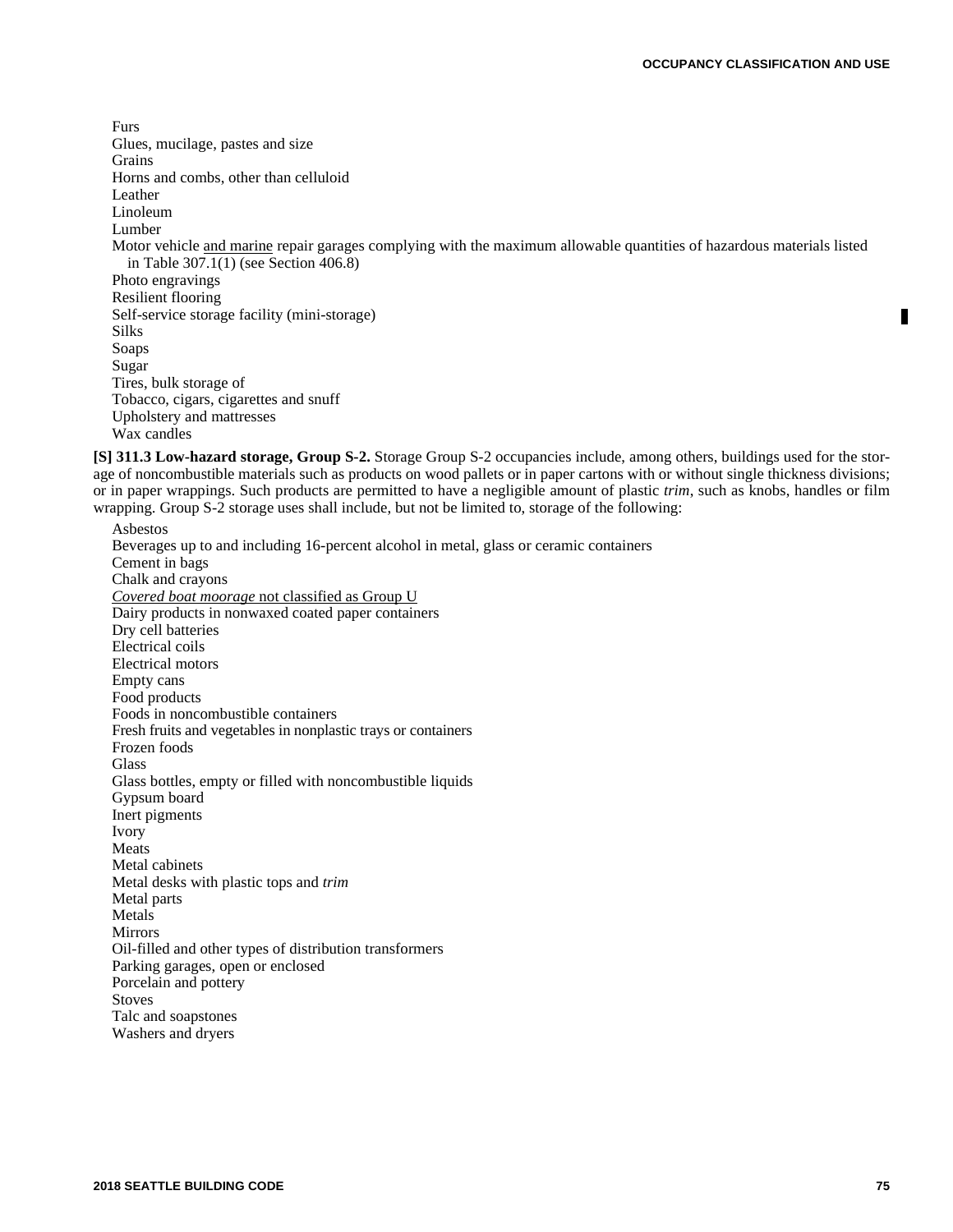Furs
Glues, mucilage, pastes and size
Grains
Horns and combs, other than celluloid
Leather
Linoleum
Lumber
Motor vehicle <u>and marine</u> repair garages complying with the maximum allowable quantities of hazardous materials listed in Table 307.1(1) (see Section 406.8)
Photo engravings
Resilient flooring
Self-service storage facility (mini-storage)
Silks
Soaps
Sugar
Tires, bulk storage of
Tobacco, cigars, cigarettes and snuff
Upholstery and mattresses
Wax candles

**[S] 311.3 Low-hazard storage, Group S-2.** Storage Group S-2 occupancies include, among others, buildings used for the storage of noncombustible materials such as products on wood pallets or in paper cartons with or without single thickness divisions; or in paper wrappings. Such products are permitted to have a negligible amount of plastic *trim*, such as knobs, handles or film wrapping. Group S-2 storage uses shall include, but not be limited to, storage of the following:

Asbestos
Beverages up to and including 16-percent alcohol in metal, glass or ceramic containers
Cement in bags
Chalk and crayons
<u>*Covered boat moorage* not classified as Group U</u>
Dairy products in nonwaxed coated paper containers
Dry cell batteries
Electrical coils
Electrical motors
Empty cans
Food products
Foods in noncombustible containers
Fresh fruits and vegetables in nonplastic trays or containers
Frozen foods
Glass
Glass bottles, empty or filled with noncombustible liquids
Gypsum board
Inert pigments
Ivory
Meats
Metal cabinets
Metal desks with plastic tops and *trim*
Metal parts
Metals
Mirrors
Oil-filled and other types of distribution transformers
Parking garages, open or enclosed
Porcelain and pottery
Stoves
Talc and soapstones
Washers and dryers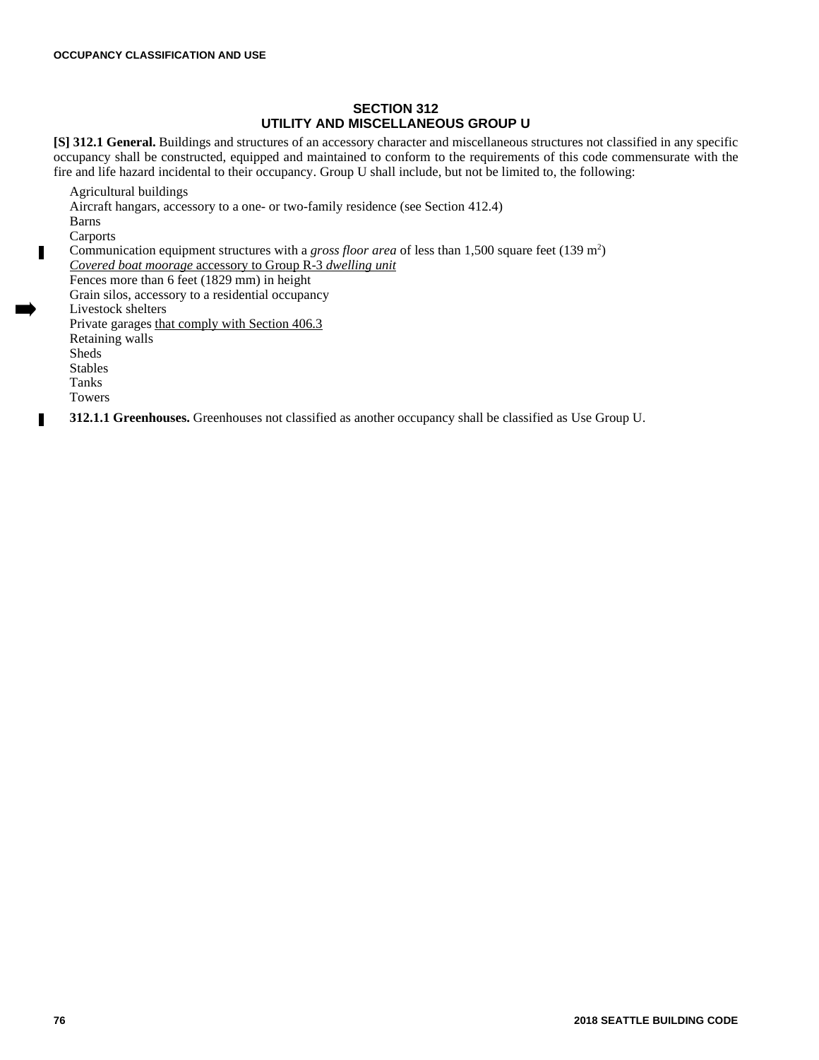## SECTION 312
## UTILITY AND MISCELLANEOUS GROUP U

**[S] 312.1 General.** Buildings and structures of an accessory character and miscellaneous structures not classified in any specific occupancy shall be constructed, equipped and maintained to conform to the requirements of this code commensurate with the fire and life hazard incidental to their occupancy. Group U shall include, but not be limited to, the following:

Agricultural buildings
Aircraft hangars, accessory to a one- or two-family residence (see Section 412.4)
Barns
Carports
Communication equipment structures with a *gross floor area* of less than 1,500 square feet (139 $m^2$)
*Covered boat moorage* accessory to Group R-3 *dwelling unit*
Fences more than 6 feet (1829 mm) in height
Grain silos, accessory to a residential occupancy
Livestock shelters
Private garages that comply with Section 406.3
Retaining walls
Sheds
Stables
Tanks
Towers

**312.1.1 Greenhouses.** Greenhouses not classified as another occupancy shall be classified as Use Group U.